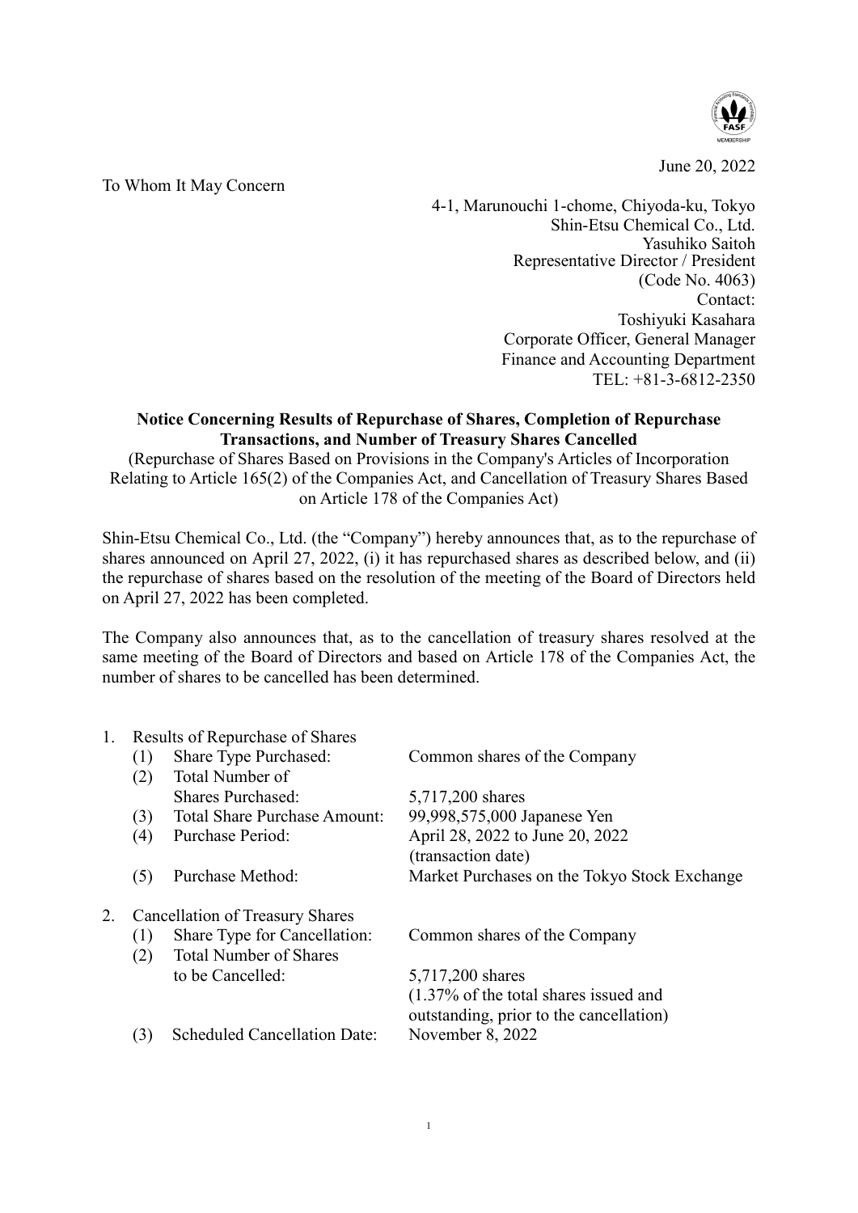June 20, 2022

To Whom It May Concern

4-1, Marunouchi 1-chome, Chiyoda-ku, Tokyo
Shin-Etsu Chemical Co., Ltd.
Yasuhiko Saitoh
Representative Director / President
(Code No. 4063)
Contact:
Toshiyuki Kasahara
Corporate Officer, General Manager
Finance and Accounting Department
TEL: +81-3-6812-2350

**Notice Concerning Results of Repurchase of Shares, Completion of Repurchase Transactions, and Number of Treasury Shares Cancelled**

(Repurchase of Shares Based on Provisions in the Company's Articles of Incorporation Relating to Article 165(2) of the Companies Act, and Cancellation of Treasury Shares Based on Article 178 of the Companies Act)

Shin-Etsu Chemical Co., Ltd. (the "Company") hereby announces that, as to the repurchase of shares announced on April 27, 2022, (i) it has repurchased shares as described below, and (ii) the repurchase of shares based on the resolution of the meeting of the Board of Directors held on April 27, 2022 has been completed.

The Company also announces that, as to the cancellation of treasury shares resolved at the same meeting of the Board of Directors and based on Article 178 of the Companies Act, the number of shares to be cancelled has been determined.

1. Results of Repurchase of Shares
   - (1) Share Type Purchased: Common shares of the Company
   - (2) Total Number of Shares Purchased: 5,717,200 shares
   - (3) Total Share Purchase Amount: 99,998,575,000 Japanese Yen
   - (4) Purchase Period: April 28, 2022 to June 20, 2022 (transaction date)
   - (5) Purchase Method: Market Purchases on the Tokyo Stock Exchange

2. Cancellation of Treasury Shares
   - (1) Share Type for Cancellation: Common shares of the Company
   - (2) Total Number of Shares to be Cancelled: 5,717,200 shares (1.37% of the total shares issued and outstanding, prior to the cancellation)
   - (3) Scheduled Cancellation Date: November 8, 2022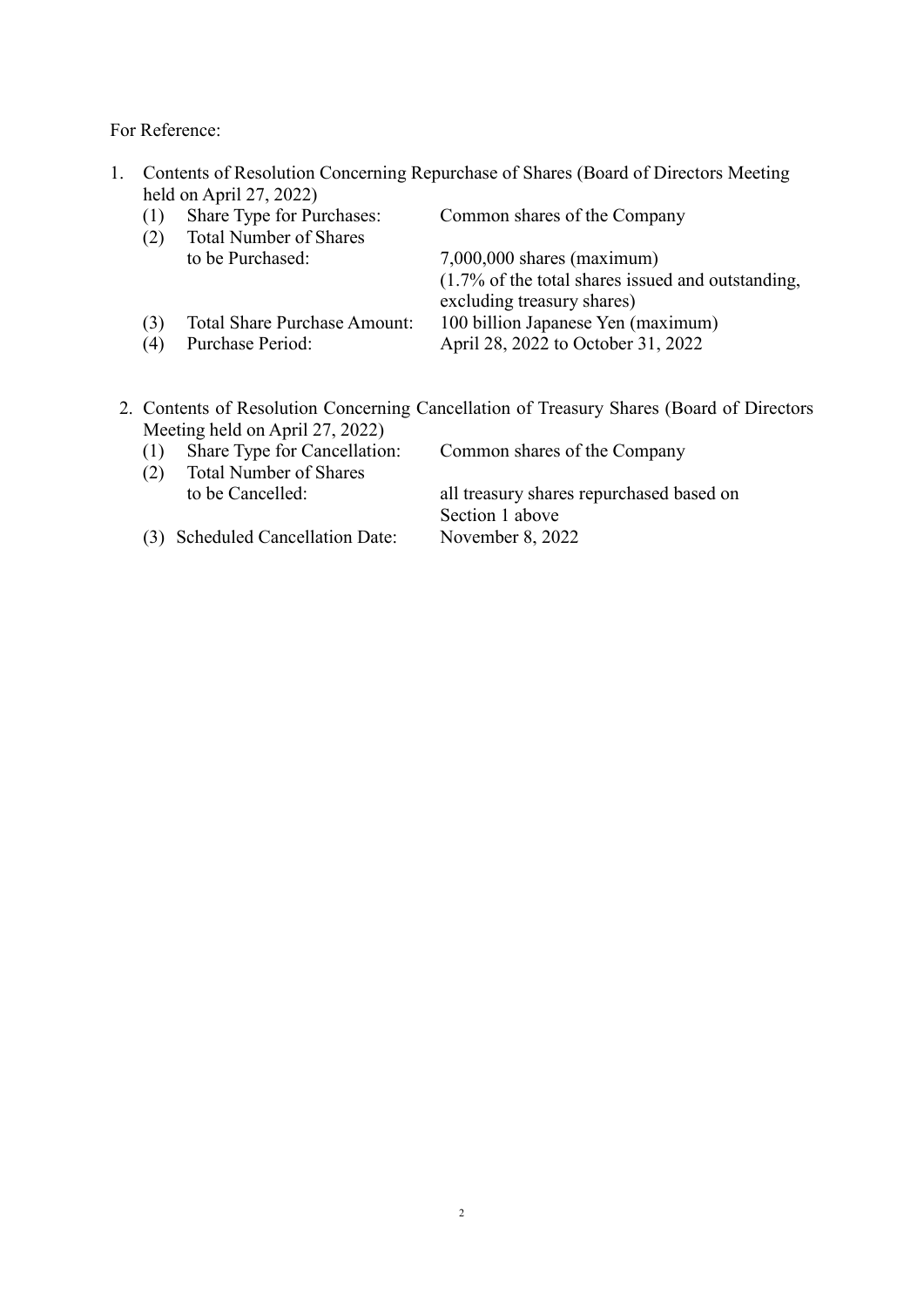For Reference:

1. Contents of Resolution Concerning Repurchase of Shares (Board of Directors Meeting held on April 27, 2022)

   (1) Share Type for Purchases: Common shares of the Company

   (2) Total Number of Shares to be Purchased: 7,000,000 shares (maximum) (1.7% of the total shares issued and outstanding, excluding treasury shares)

   (3) Total Share Purchase Amount: 100 billion Japanese Yen (maximum)

   (4) Purchase Period: April 28, 2022 to October 31, 2022

2. Contents of Resolution Concerning Cancellation of Treasury Shares (Board of Directors Meeting held on April 27, 2022)

   (1) Share Type for Cancellation: Common shares of the Company

   (2) Total Number of Shares to be Cancelled: all treasury shares repurchased based on Section 1 above

   (3) Scheduled Cancellation Date: November 8, 2022